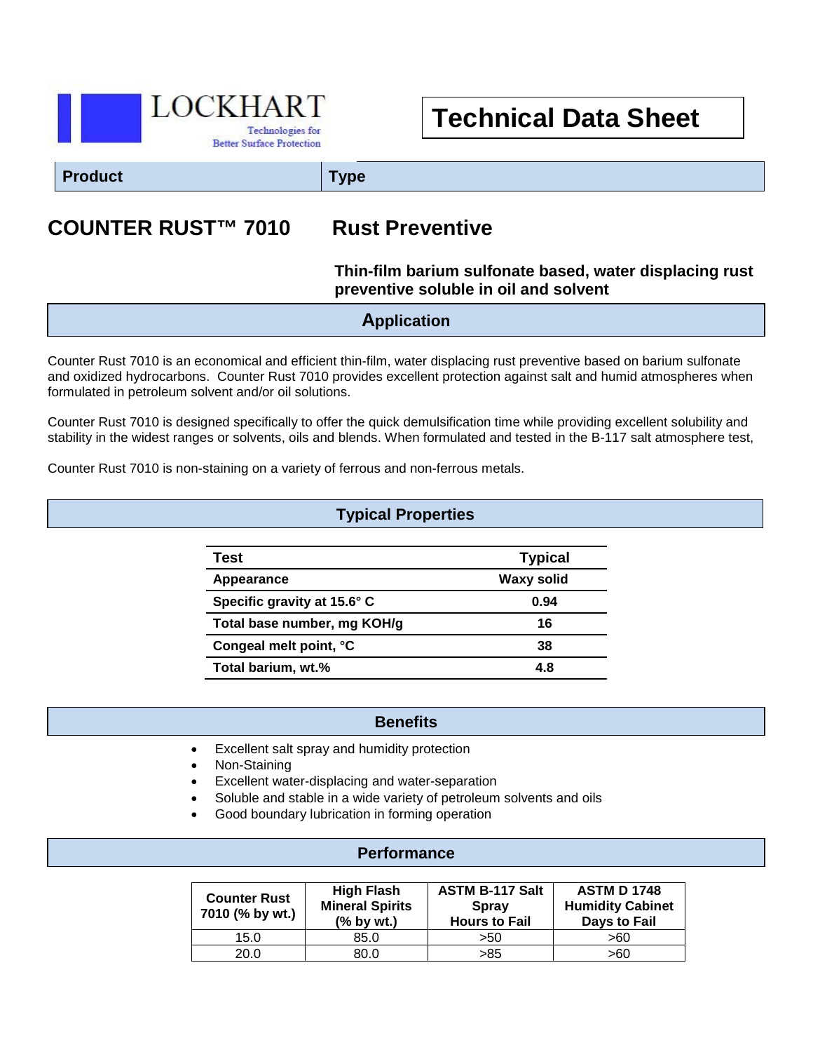LOCKHART

Technologies for Better Surface Protection

# Technical Data Sheet

| Product | Type |
|---|---|

## COUNTER RUST™ 7010 — Rust Preventive

**Thin-film barium sulfonate based, water displacing rust preventive soluble in oil and solvent**

## Application

Counter Rust 7010 is an economical and efficient thin-film, water displacing rust preventive based on barium sulfonate and oxidized hydrocarbons. Counter Rust 7010 provides excellent protection against salt and humid atmospheres when formulated in petroleum solvent and/or oil solutions.

Counter Rust 7010 is designed specifically to offer the quick demulsification time while providing excellent solubility and stability in the widest ranges or solvents, oils and blends. When formulated and tested in the B-117 salt atmosphere test,

Counter Rust 7010 is non-staining on a variety of ferrous and non-ferrous metals.

## Typical Properties

| Test | Typical |
|---|---|
| Appearance | Waxy solid |
| Specific gravity at 15.6° C | 0.94 |
| Total base number, mg KOH/g | 16 |
| Congeal melt point, °C | 38 |
| Total barium, wt.% | 4.8 |

## Benefits

- Excellent salt spray and humidity protection
- Non-Staining
- Excellent water-displacing and water-separation
- Soluble and stable in a wide variety of petroleum solvents and oils
- Good boundary lubrication in forming operation

## Performance

| Counter Rust 7010 (% by wt.) | High Flash Mineral Spirits (% by wt.) | ASTM B-117 Salt Spray Hours to Fail | ASTM D 1748 Humidity Cabinet Days to Fail |
|---|---|---|---|
| 15.0 | 85.0 | >50 | >60 |
| 20.0 | 80.0 | >85 | >60 |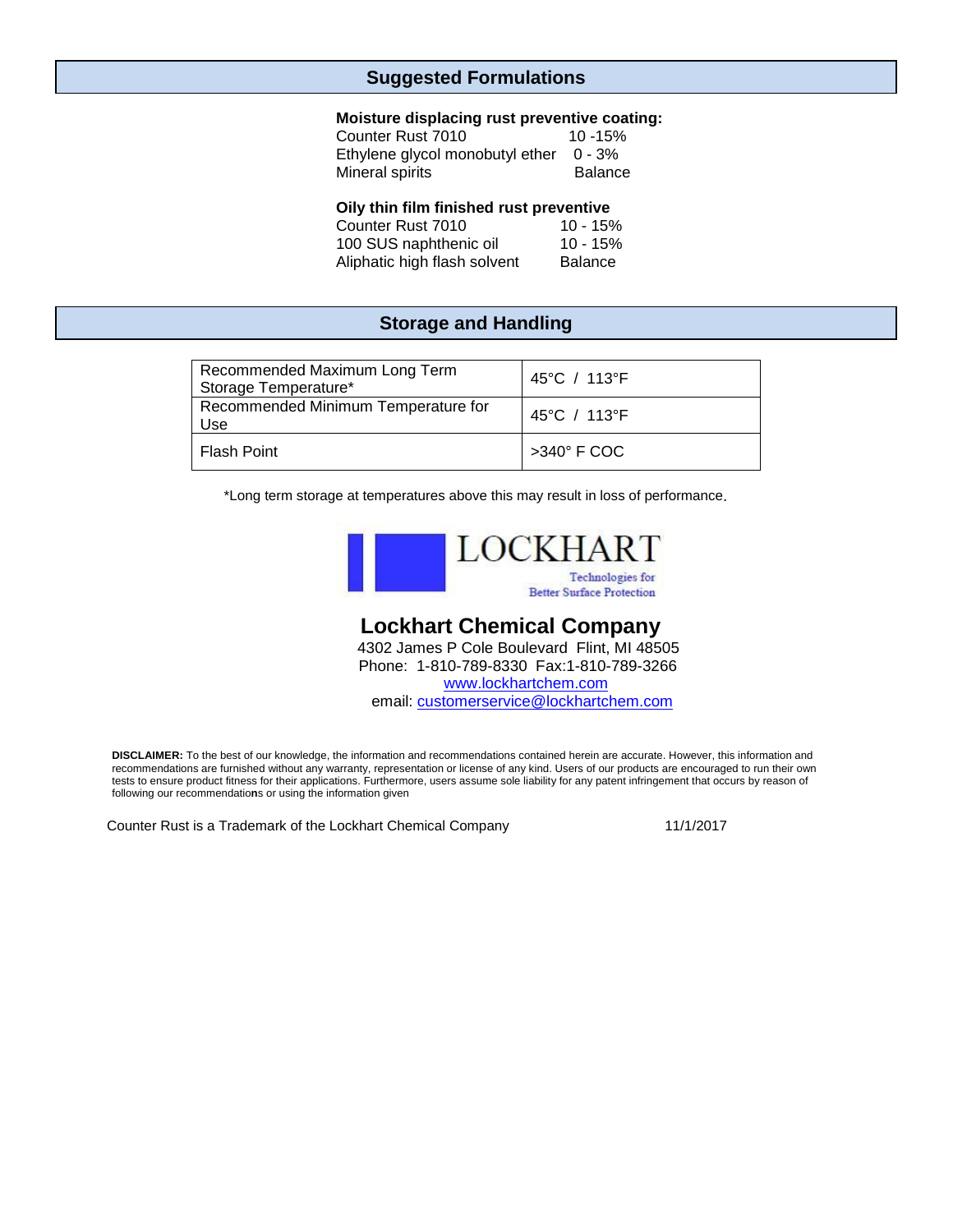## Suggested Formulations

**Moisture displacing rust preventive coating:**

| | |
|---|---|
| Counter Rust 7010 | 10 -15% |
| Ethylene glycol monobutyl ether | 0 - 3% |
| Mineral spirits | Balance |

**Oily thin film finished rust preventive**

| | |
|---|---|
| Counter Rust 7010 | 10 - 15% |
| 100 SUS naphthenic oil | 10 - 15% |
| Aliphatic high flash solvent | Balance |

## Storage and Handling

| | |
|---|---|
| Recommended Maximum Long Term Storage Temperature* | 45°C / 113°F |
| Recommended Minimum Temperature for Use | 45°C / 113°F |
| Flash Point | >340° F COC |

*Long term storage at temperatures above this may result in loss of performance.

LOCKHART
Technologies for
Better Surface Protection

**Lockhart Chemical Company**

4302 James P Cole Boulevard Flint, MI 48505
Phone: 1-810-789-8330 Fax:1-810-789-3266
www.lockhartchem.com
email: customerservice@lockhartchem.com

**DISCLAIMER:** To the best of our knowledge, the information and recommendations contained herein are accurate. However, this information and recommendations are furnished without any warranty, representation or license of any kind. Users of our products are encouraged to run their own tests to ensure product fitness for their applications. Furthermore, users assume sole liability for any patent infringement that occurs by reason of following our recommendations or using the information given

Counter Rust is a Trademark of the Lockhart Chemical Company 11/1/2017